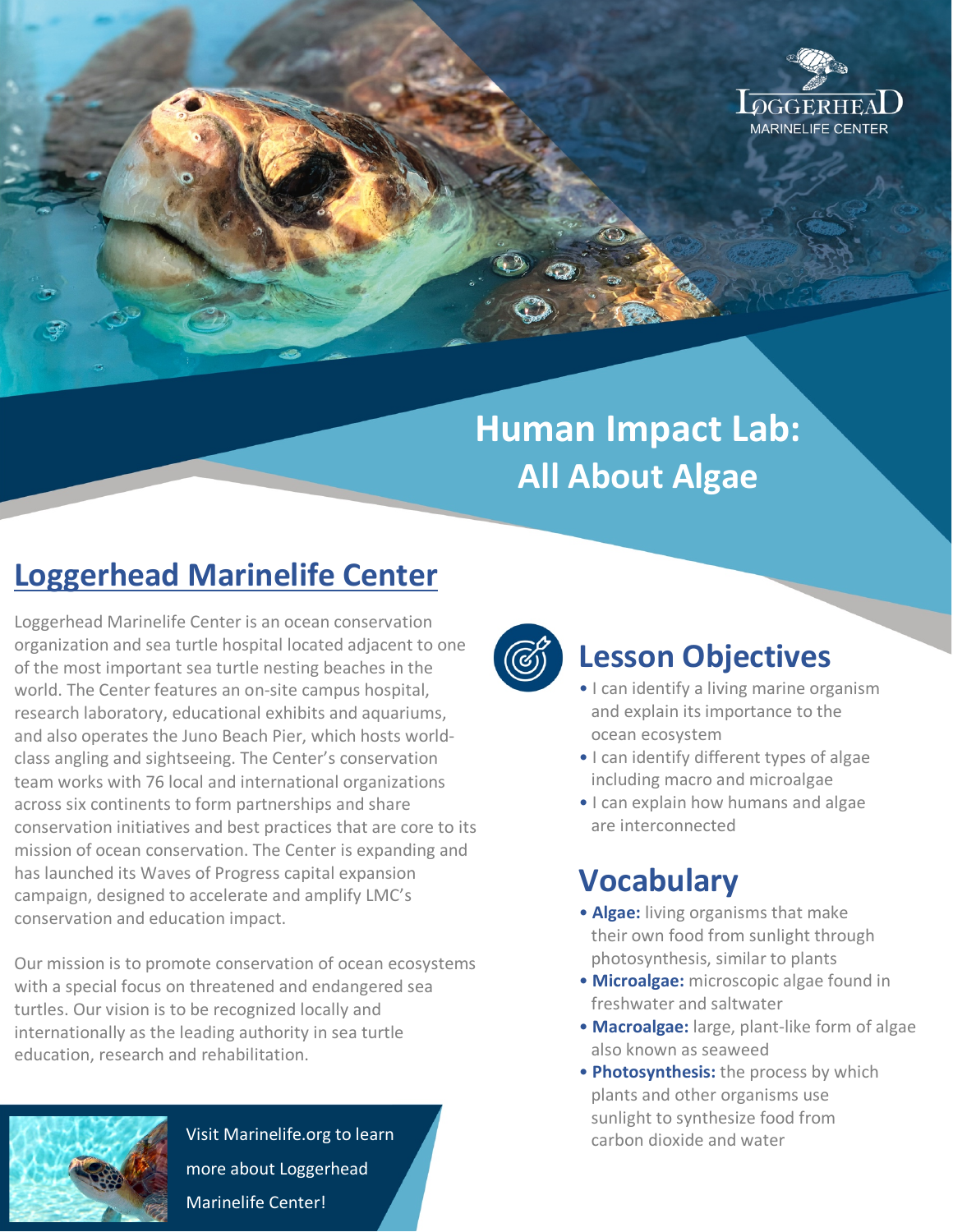# Human Impact Lab: All About Algae

## Loggerhead Marinelife Center

Loggerhead Marinelife Center is an ocean conservation organization and sea turtle hospital located adjacent to one of the most important sea turtle nesting beaches in the world. The Center features an on-site campus hospital, research laboratory, educational exhibits and aquariums, and also operates the Juno Beach Pier, which hosts world-class angling and sightseeing. The Center's conservation team works with 76 local and international organizations across six continents to form partnerships and share conservation initiatives and best practices that are core to its mission of ocean conservation. The Center is expanding and has launched its Waves of Progress capital expansion campaign, designed to accelerate and amplify LMC's conservation and education impact.

Our mission is to promote conservation of ocean ecosystems with a special focus on threatened and endangered sea turtles. Our vision is to be recognized locally and internationally as the leading authority in sea turtle education, research and rehabilitation.

Visit Marinelife.org to learn more about Loggerhead Marinelife Center!

## Lesson Objectives

- I can identify a living marine organism and explain its importance to the ocean ecosystem
- I can identify different types of algae including macro and microalgae
- I can explain how humans and algae are interconnected

## Vocabulary

- **Algae:** living organisms that make their own food from sunlight through photosynthesis, similar to plants
- **Microalgae:** microscopic algae found in freshwater and saltwater
- **Macroalgae:** large, plant-like form of algae also known as seaweed
- **Photosynthesis:** the process by which plants and other organisms use sunlight to synthesize food from carbon dioxide and water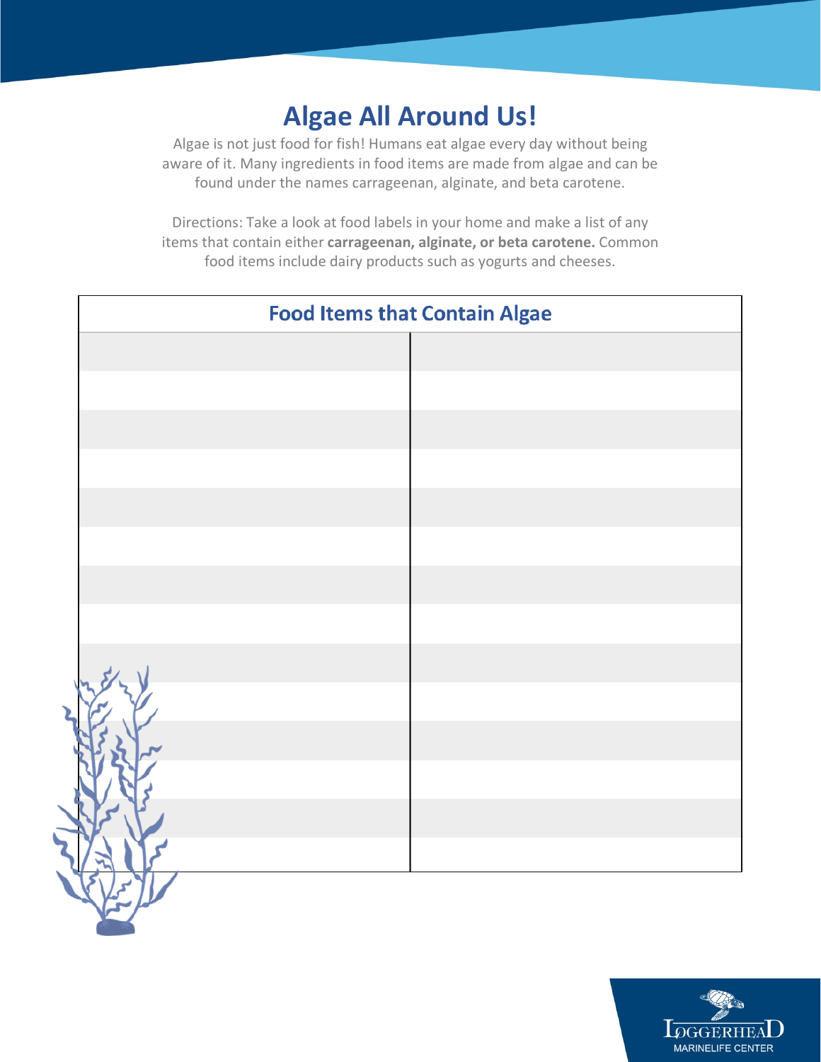# Algae All Around Us!

Algae is not just food for fish! Humans eat algae every day without being aware of it. Many ingredients in food items are made from algae and can be found under the names carrageenan, alginate, and beta carotene.

Directions: Take a look at food labels in your home and make a list of any items that contain either **carrageenan, alginate, or beta carotene.** Common food items include dairy products such as yogurts and cheeses.

| Food Items that Contain Algae | |
|---|---|
| | |
| | |
| | |
| | |
| | |
| | |
| | |
| | |
| | |
| | |
| | |
| | |
| | |
| | |

LOGGERHEAD MARINELIFE CENTER